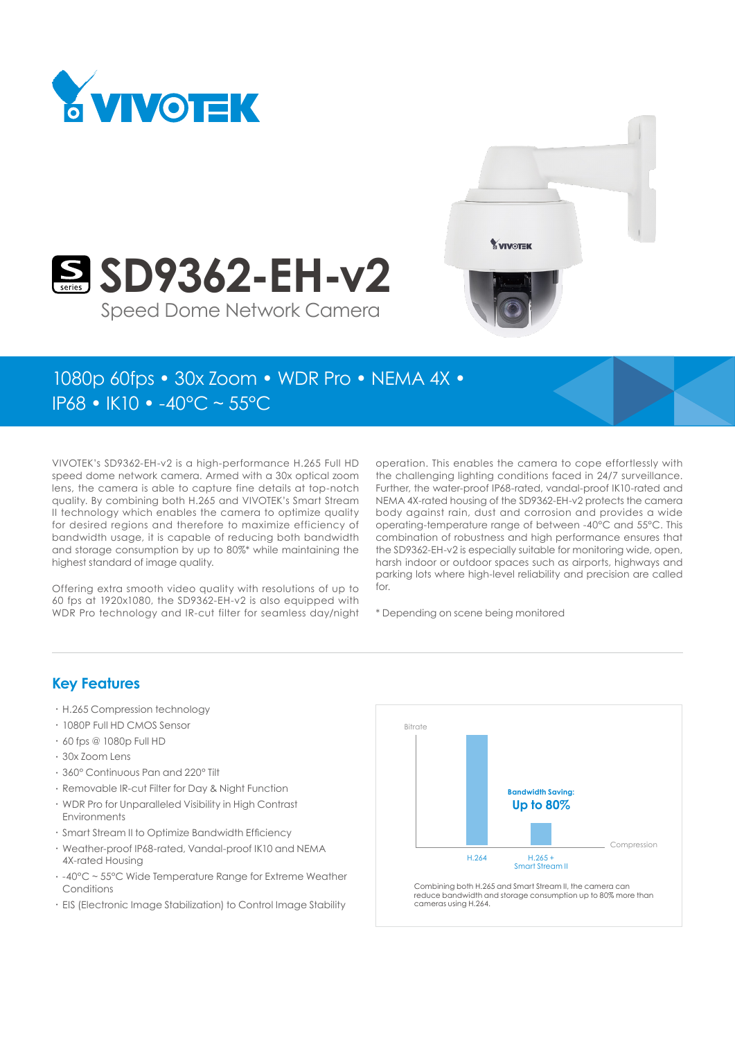# SD9362-EH-v2

Speed Dome Network Camera

1080p 60fps • 30x Zoom • WDR Pro • NEMA 4X • IP68 • IK10 • -40°C ~ 55°C

VIVOTEK's SD9362-EH-v2 is a high-performance H.265 Full HD speed dome network camera. Armed with a 30x optical zoom lens, the camera is able to capture fine details at top-notch quality. By combining both H.265 and VIVOTEK's Smart Stream II technology which enables the camera to optimize quality for desired regions and therefore to maximize efficiency of bandwidth usage, it is capable of reducing both bandwidth and storage consumption by up to 80%* while maintaining the highest standard of image quality.

Offering extra smooth video quality with resolutions of up to 60 fps at 1920x1080, the SD9362-EH-v2 is also equipped with WDR Pro technology and IR-cut filter for seamless day/night operation. This enables the camera to cope effortlessly with the challenging lighting conditions faced in 24/7 surveillance. Further, the water-proof IP68-rated, vandal-proof IK10-rated and NEMA 4X-rated housing of the SD9362-EH-v2 protects the camera body against rain, dust and corrosion and provides a wide operating-temperature range of between -40°C and 55°C. This combination of robustness and high performance ensures that the SD9362-EH-v2 is especially suitable for monitoring wide, open, harsh indoor or outdoor spaces such as airports, highways and parking lots where high-level reliability and precision are called for.

* Depending on scene being monitored

## Key Features

- H.265 Compression technology
- 1080P Full HD CMOS Sensor
- 60 fps @ 1080p Full HD
- 30x Zoom Lens
- 360° Continuous Pan and 220° Tilt
- Removable IR-cut Filter for Day & Night Function
- WDR Pro for Unparalleled Visibility in High Contrast Environments
- Smart Stream II to Optimize Bandwidth Efficiency
- Weather-proof IP68-rated, Vandal-proof IK10 and NEMA 4X-rated Housing
- -40°C ~ 55°C Wide Temperature Range for Extreme Weather Conditions
- EIS (Electronic Image Stabilization) to Control Image Stability

Bitrate

Bandwidth Saving: **Up to 80%**

Compression

H.264 | H.265 + Smart Stream II

Combining both H.265 and Smart Stream II, the camera can reduce bandwidth and storage consumption up to 80% more than cameras using H.264.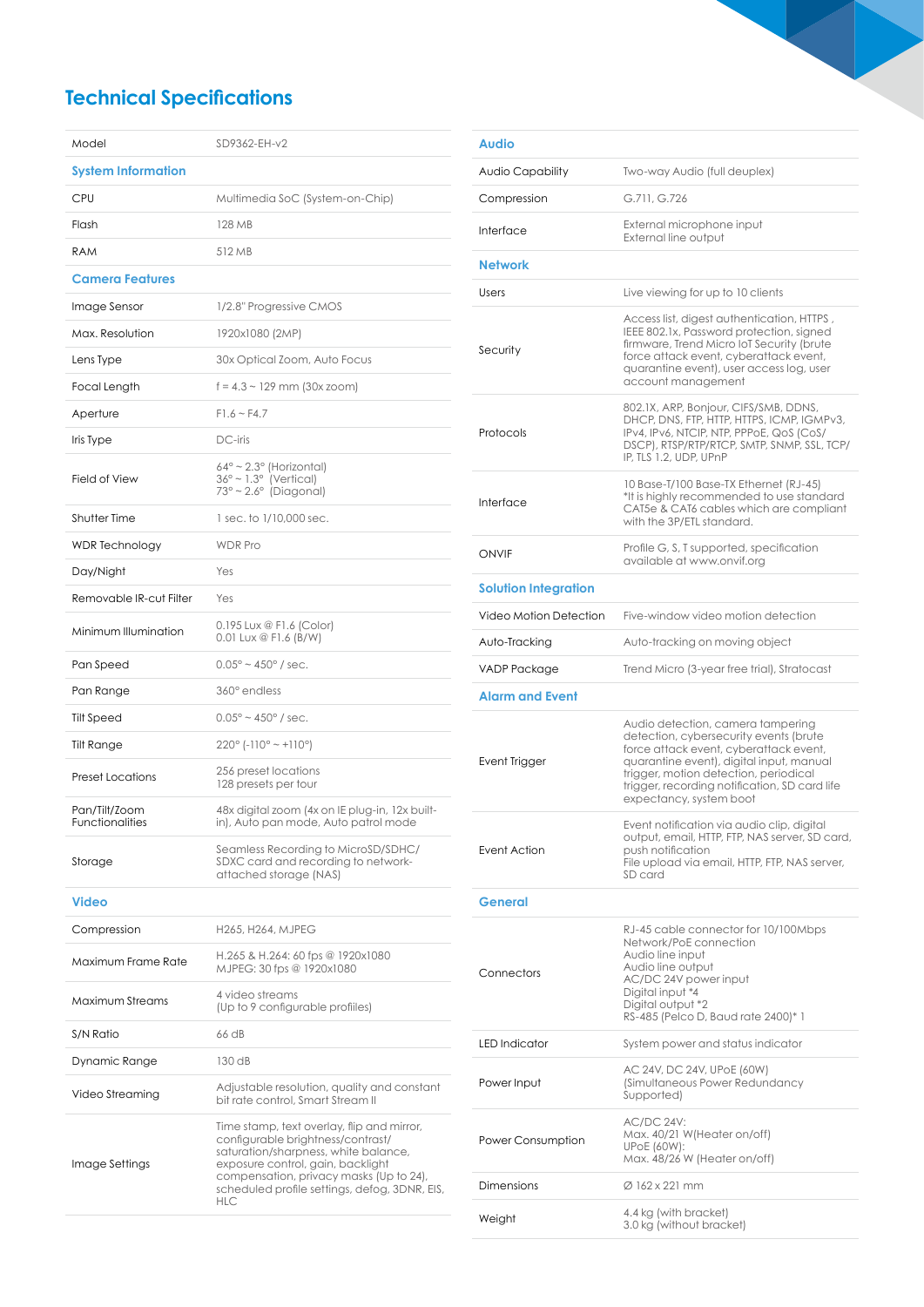## Technical Specifications

| Model | SD9362-EH-v2 |
|---|---|
| **System Information** | |
| CPU | Multimedia SoC (System-on-Chip) |
| Flash | 128 MB |
| RAM | 512 MB |
| **Camera Features** | |
| Image Sensor | 1/2.8" Progressive CMOS |
| Max. Resolution | 1920x1080 (2MP) |
| Lens Type | 30x Optical Zoom, Auto Focus |
| Focal Length | f = 4.3 ~ 129 mm (30x zoom) |
| Aperture | F1.6 ~ F4.7 |
| Iris Type | DC-iris |
| Field of View | 64° ~ 2.3° (Horizontal)<br>36° ~ 1.3° (Vertical)<br>73° ~ 2.6° (Diagonal) |
| Shutter Time | 1 sec. to 1/10,000 sec. |
| WDR Technology | WDR Pro |
| Day/Night | Yes |
| Removable IR-cut Filter | Yes |
| Minimum Illumination | 0.195 Lux @ F1.6 (Color)<br>0.01 Lux @ F1.6 (B/W) |
| Pan Speed | 0.05° ~ 450° / sec. |
| Pan Range | 360° endless |
| Tilt Speed | 0.05° ~ 450° / sec. |
| Tilt Range | 220° (-110° ~ +110°) |
| Preset Locations | 256 preset locations<br>128 presets per tour |
| Pan/Tilt/Zoom Functionalities | 48x digital zoom (4x on IE plug-in, 12x built-in), Auto pan mode, Auto patrol mode |
| Storage | Seamless Recording to MicroSD/SDHC/SDXC card and recording to network-attached storage (NAS) |
| **Video** | |
| Compression | H265, H264, MJPEG |
| Maximum Frame Rate | H.265 & H.264: 60 fps @ 1920x1080<br>MJPEG: 30 fps @ 1920x1080 |
| Maximum Streams | 4 video streams<br>(Up to 9 configurable profiiles) |
| S/N Ratio | 66 dB |
| Dynamic Range | 130 dB |
| Video Streaming | Adjustable resolution, quality and constant bit rate control, Smart Stream II |
| Image Settings | Time stamp, text overlay, flip and mirror, configurable brightness/contrast/saturation/sharpness, white balance, exposure control, gain, backlight compensation, privacy masks (Up to 24), scheduled profile settings, defog, 3DNR, EIS, HLC |

| **Audio** | |
|---|---|
| Audio Capability | Two-way Audio (full deuplex) |
| Compression | G.711, G.726 |
| Interface | External microphone input<br>External line output |
| **Network** | |
| Users | Live viewing for up to 10 clients |
| Security | Access list, digest authentication, HTTPS, IEEE 802.1x, Password protection, signed firmware, Trend Micro IoT Security (brute force attack event, cyberattack event, quarantine event), user access log, user account management |
| Protocols | 802.1X, ARP, Bonjour, CIFS/SMB, DDNS, DHCP, DNS, FTP, HTTP, HTTPS, ICMP, IGMPv3, IPv4, IPv6, NTCIP, NTP, PPPoE, QoS (CoS/DSCP), RTSP/RTP/RTCP, SMTP, SNMP, SSL, TCP/IP, TLS 1.2, UDP, UPnP |
| Interface | 10 Base-T/100 Base-TX Ethernet (RJ-45)<br>*It is highly recommended to use standard CAT5e & CAT6 cables which are compliant with the 3P/ETL standard. |
| ONVIF | Profile G, S, T supported, specification available at www.onvif.org |
| **Solution Integration** | |
| Video Motion Detection | Five-window video motion detection |
| Auto-Tracking | Auto-tracking on moving object |
| VADP Package | Trend Micro (3-year free trial), Stratocast |
| **Alarm and Event** | |
| Event Trigger | Audio detection, camera tampering detection, cybersecurity events (brute force attack event, cyberattack event, quarantine event), digital input, manual trigger, motion detection, periodical trigger, recording notification, SD card life expectancy, system boot |
| Event Action | Event notification via audio clip, digital output, email, HTTP, FTP, NAS server, SD card, push notification<br>File upload via email, HTTP, FTP, NAS server, SD card |
| **General** | |
| Connectors | RJ-45 cable connector for 10/100Mbps Network/PoE connection<br>Audio line input<br>Audio line output<br>AC/DC 24V power input<br>Digital input *4<br>Digital output *2<br>RS-485 (Pelco D, Baud rate 2400)* 1 |
| LED Indicator | System power and status indicator |
| Power Input | AC 24V, DC 24V, UPoE (60W)<br>(Simultaneous Power Redundancy Supported) |
| Power Consumption | AC/DC 24V:<br>Max. 40/21 W(Heater on/off)<br>UPoE (60W):<br>Max. 48/26 W (Heater on/off) |
| Dimensions | Ø 162 x 221 mm |
| Weight | 4.4 kg (with bracket)<br>3.0 kg (without bracket) |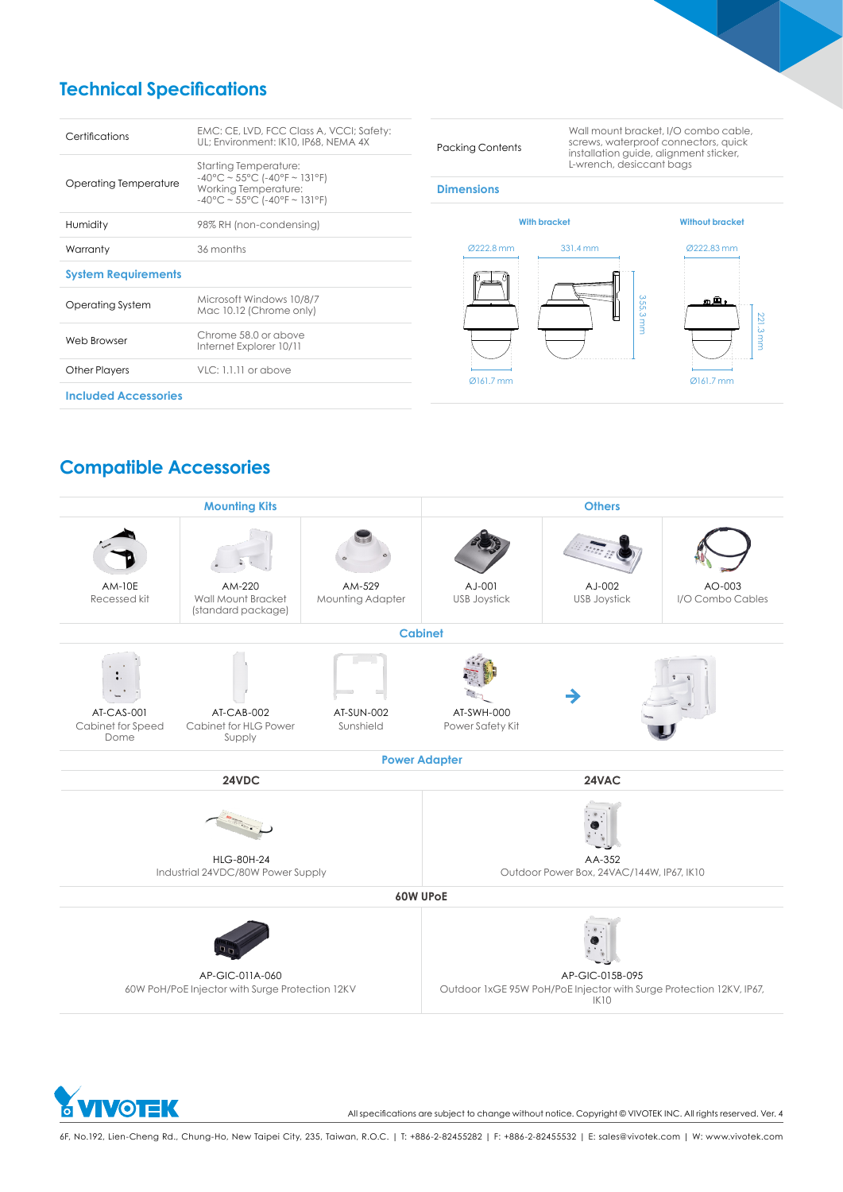## Technical Specifications

| | |
|---|---|
| Certifications | EMC: CE, LVD, FCC Class A, VCCI; Safety: UL; Environment: IK10, IP68, NEMA 4X |
| Operating Temperature | Starting Temperature: -40°C ~ 55°C (-40°F ~ 131°F) Working Temperature: -40°C ~ 55°C (-40°F ~ 131°F) |
| Humidity | 98% RH (non-condensing) |
| Warranty | 36 months |
| **System Requirements** | |
| Operating System | Microsoft Windows 10/8/7 Mac 10.12 (Chrome only) |
| Web Browser | Chrome 58.0 or above Internet Explorer 10/11 |
| Other Players | VLC: 1.1.11 or above |
| **Included Accessories** | |
| Packing Contents | Wall mount bracket, I/O combo cable, screws, waterproof connectors, quick installation guide, alignment sticker, L-wrench, desiccant bags |

### Dimensions

With bracket
Ø222.8 mm
331.4 mm
355.3 mm
Ø161.7 mm

Without bracket
Ø222.83 mm
221.3 mm
Ø161.7 mm

## Compatible Accessories

### Mounting Kits

- AM-10E — Recessed kit
- AM-220 — Wall Mount Bracket (standard package)
- AM-529 — Mounting Adapter

### Others

- AJ-001 — USB Joystick
- AJ-002 — USB Joystick
- AO-003 — I/O Combo Cables

### Cabinet

- AT-CAS-001 — Cabinet for Speed Dome
- AT-CAB-002 — Cabinet for HLG Power Supply
- AT-SUN-002 — Sunshield
- AT-SWH-000 — Power Safety Kit

### Power Adapter

**24VDC**

- HLG-80H-24 — Industrial 24VDC/80W Power Supply

**24VAC**

- AA-352 — Outdoor Power Box, 24VAC/144W, IP67, IK10

**60W UPoE**

- AP-GIC-011A-060 — 60W PoH/PoE Injector with Surge Protection 12KV
- AP-GIC-015B-095 — Outdoor 1xGE 95W PoH/PoE Injector with Surge Protection 12KV, IP67, IK10

All specifications are subject to change without notice. Copyright © VIVOTEK INC. All rights reserved. Ver. 4

6F, No.192, Lien-Cheng Rd., Chung-Ho, New Taipei City, 235, Taiwan, R.O.C. | T: +886-2-82455282 | F: +886-2-82455532 | E: sales@vivotek.com | W: www.vivotek.com